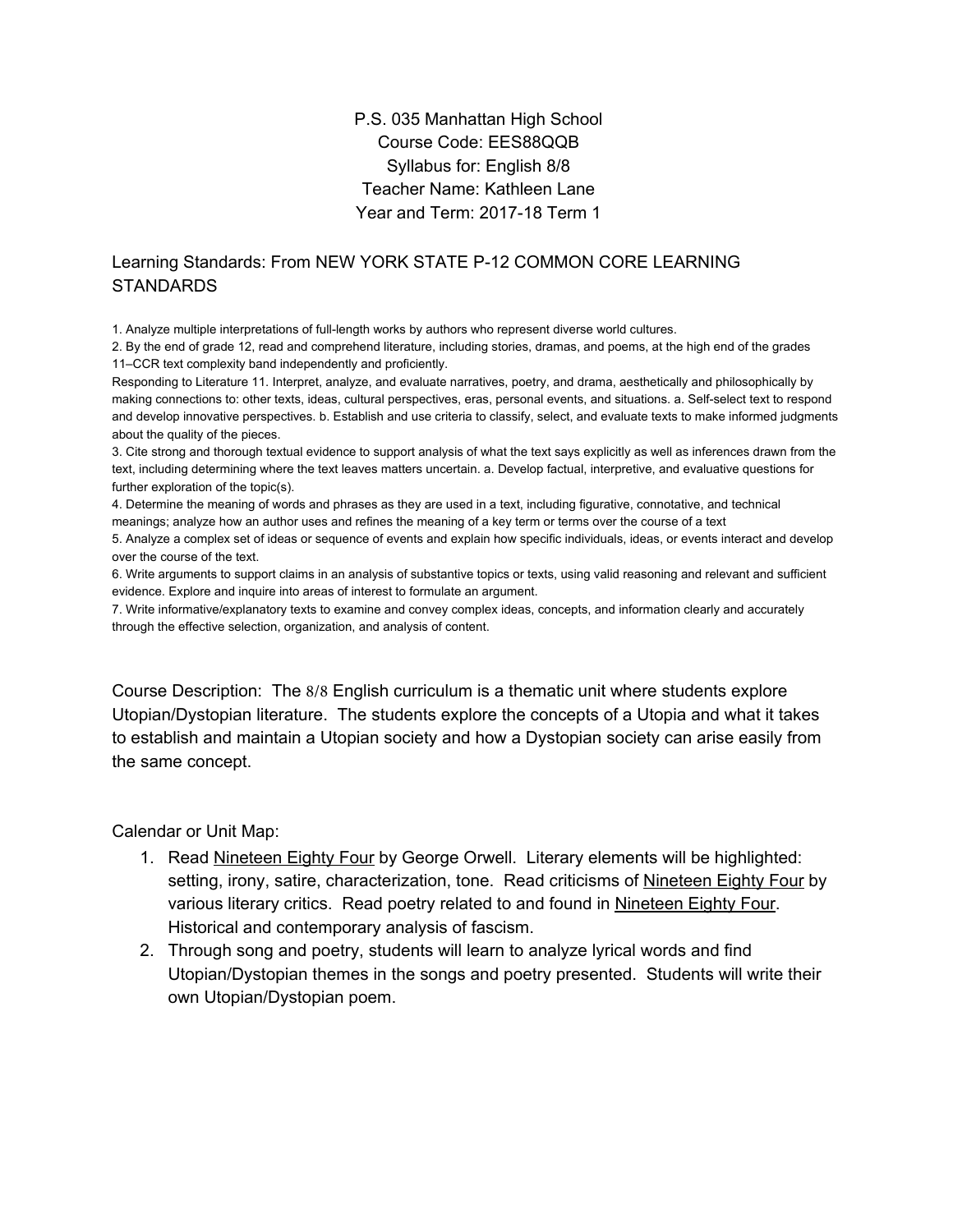P.S. 035 Manhattan High School
Course Code: EES88QQB
Syllabus for: English 8/8
Teacher Name: Kathleen Lane
Year and Term: 2017-18 Term 1

## Learning Standards: From NEW YORK STATE P-12 COMMON CORE LEARNING STANDARDS

1. Analyze multiple interpretations of full-length works by authors who represent diverse world cultures.
2. By the end of grade 12, read and comprehend literature, including stories, dramas, and poems, at the high end of the grades 11–CCR text complexity band independently and proficiently.

Responding to Literature 11. Interpret, analyze, and evaluate narratives, poetry, and drama, aesthetically and philosophically by making connections to: other texts, ideas, cultural perspectives, eras, personal events, and situations. a. Self-select text to respond and develop innovative perspectives. b. Establish and use criteria to classify, select, and evaluate texts to make informed judgments about the quality of the pieces.

3. Cite strong and thorough textual evidence to support analysis of what the text says explicitly as well as inferences drawn from the text, including determining where the text leaves matters uncertain. a. Develop factual, interpretive, and evaluative questions for further exploration of the topic(s).
4. Determine the meaning of words and phrases as they are used in a text, including figurative, connotative, and technical meanings; analyze how an author uses and refines the meaning of a key term or terms over the course of a text
5. Analyze a complex set of ideas or sequence of events and explain how specific individuals, ideas, or events interact and develop over the course of the text.
6. Write arguments to support claims in an analysis of substantive topics or texts, using valid reasoning and relevant and sufficient evidence. Explore and inquire into areas of interest to formulate an argument.
7. Write informative/explanatory texts to examine and convey complex ideas, concepts, and information clearly and accurately through the effective selection, organization, and analysis of content.

Course Description: The 8/8 English curriculum is a thematic unit where students explore Utopian/Dystopian literature. The students explore the concepts of a Utopia and what it takes to establish and maintain a Utopian society and how a Dystopian society can arise easily from the same concept.

Calendar or Unit Map:

1. Read Nineteen Eighty Four by George Orwell. Literary elements will be highlighted: setting, irony, satire, characterization, tone. Read criticisms of Nineteen Eighty Four by various literary critics. Read poetry related to and found in Nineteen Eighty Four. Historical and contemporary analysis of fascism.
2. Through song and poetry, students will learn to analyze lyrical words and find Utopian/Dystopian themes in the songs and poetry presented. Students will write their own Utopian/Dystopian poem.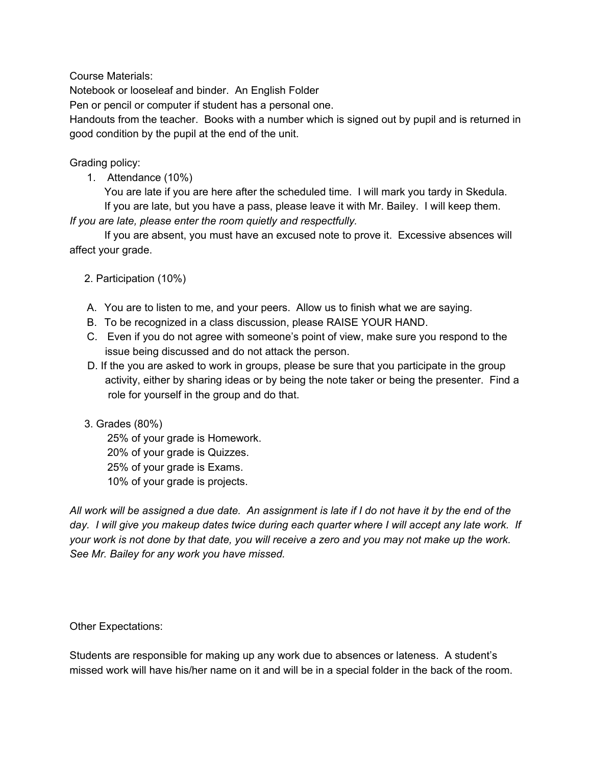Course Materials:

Notebook or looseleaf and binder.  An English Folder

Pen or pencil or computer if student has a personal one.

Handouts from the teacher.  Books with a number which is signed out by pupil and is returned in good condition by the pupil at the end of the unit.

Grading policy:

1. Attendance (10%)

   You are late if you are here after the scheduled time.  I will mark you tardy in Skedula.

   If you are late, but you have a pass, please leave it with Mr. Bailey.  I will keep them.

*If you are late, please enter the room quietly and respectfully.*

If you are absent, you must have an excused note to prove it.  Excessive absences will affect your grade.

2. Participation (10%)

   A. You are to listen to me, and your peers.  Allow us to finish what we are saying.
   B. To be recognized in a class discussion, please RAISE YOUR HAND.
   C. Even if you do not agree with someone's point of view, make sure you respond to the issue being discussed and do not attack the person.
   D. If the you are asked to work in groups, please be sure that you participate in the group activity, either by sharing ideas or by being the note taker or being the presenter.  Find a role for yourself in the group and do that.

3. Grades (80%)

   25% of your grade is Homework.
   20% of your grade is Quizzes.
   25% of your grade is Exams.
   10% of your grade is projects.

*All work will be assigned a due date.  An assignment is late if I do not have it by the end of the day.  I will give you makeup dates twice during each quarter where I will accept any late work.  If your work is not done by that date, you will receive a zero and you may not make up the work. See Mr. Bailey for any work you have missed.*

Other Expectations:

Students are responsible for making up any work due to absences or lateness.  A student's missed work will have his/her name on it and will be in a special folder in the back of the room.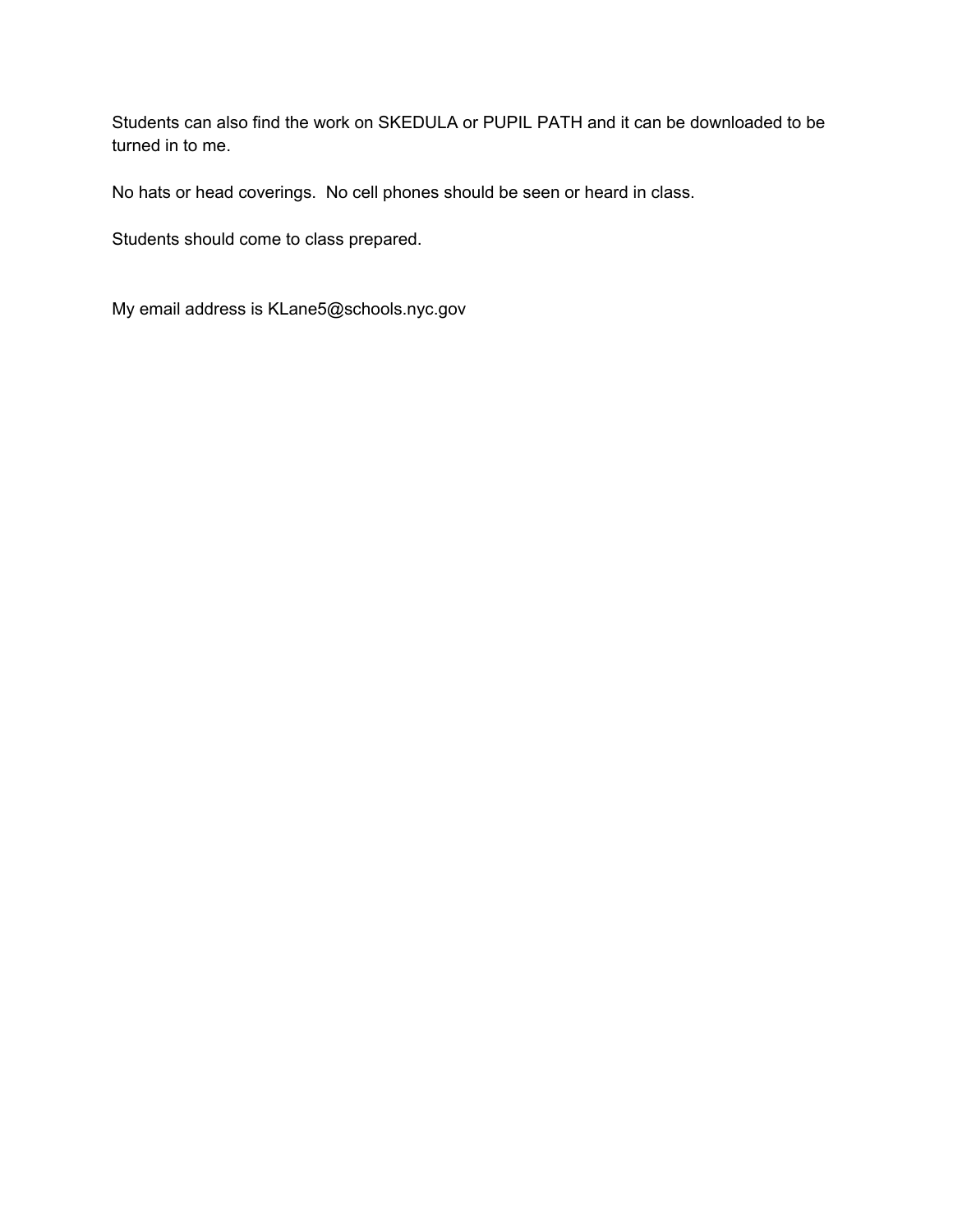Students can also find the work on SKEDULA or PUPIL PATH and it can be downloaded to be turned in to me.

No hats or head coverings. No cell phones should be seen or heard in class.

Students should come to class prepared.

My email address is KLane5@schools.nyc.gov